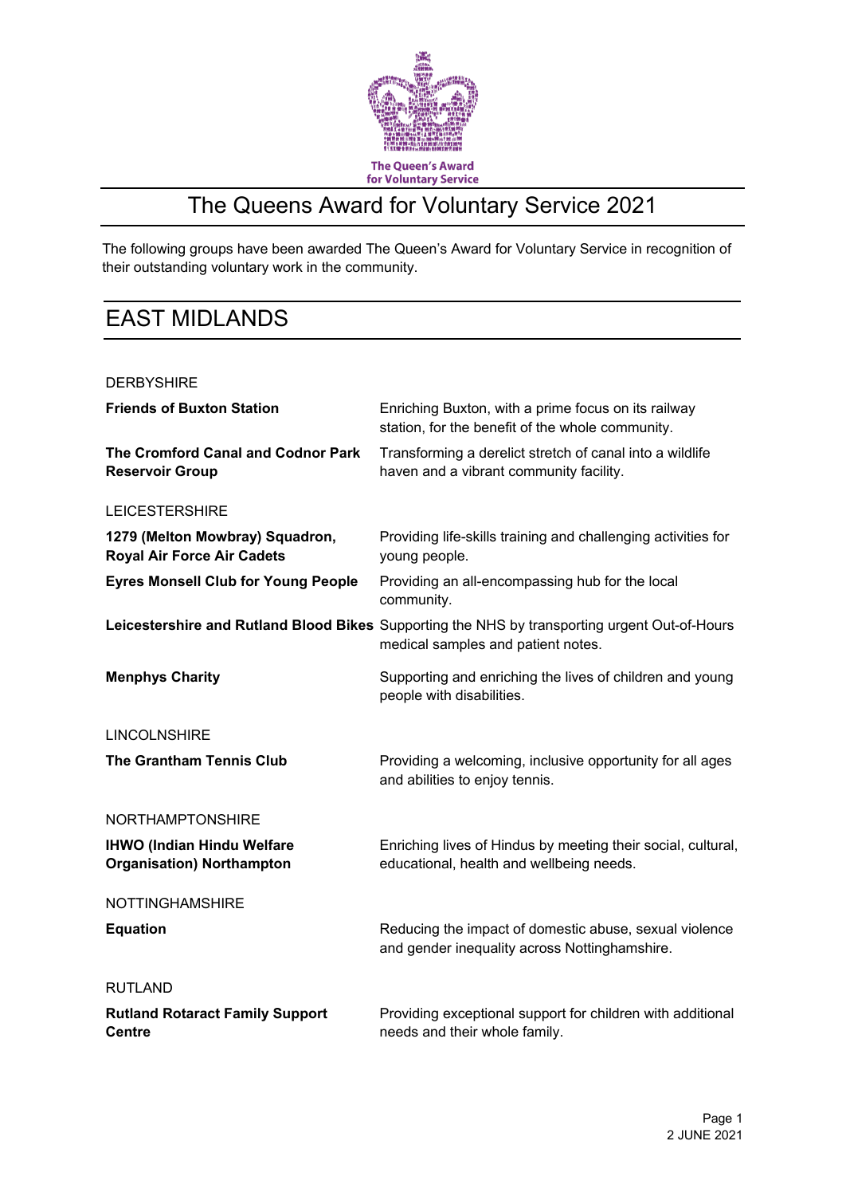The Queen's Award for Voluntary Service

# The Queens Award for Voluntary Service 2021

The following groups have been awarded The Queen's Award for Voluntary Service in recognition of their outstanding voluntary work in the community.

## EAST MIDLANDS

### DERBYSHIRE

| | |
|---|---|
| **Friends of Buxton Station** | Enriching Buxton, with a prime focus on its railway station, for the benefit of the whole community. |
| **The Cromford Canal and Codnor Park Reservoir Group** | Transforming a derelict stretch of canal into a wildlife haven and a vibrant community facility. |

### LEICESTERSHIRE

| | |
|---|---|
| **1279 (Melton Mowbray) Squadron, Royal Air Force Air Cadets** | Providing life-skills training and challenging activities for young people. |
| **Eyres Monsell Club for Young People** | Providing an all-encompassing hub for the local community. |
| **Leicestershire and Rutland Blood Bikes** | Supporting the NHS by transporting urgent Out-of-Hours medical samples and patient notes. |
| **Menphys Charity** | Supporting and enriching the lives of children and young people with disabilities. |

### LINCOLNSHIRE

| | |
|---|---|
| **The Grantham Tennis Club** | Providing a welcoming, inclusive opportunity for all ages and abilities to enjoy tennis. |

### NORTHAMPTONSHIRE

| | |
|---|---|
| **IHWO (Indian Hindu Welfare Organisation) Northampton** | Enriching lives of Hindus by meeting their social, cultural, educational, health and wellbeing needs. |

### NOTTINGHAMSHIRE

| | |
|---|---|
| **Equation** | Reducing the impact of domestic abuse, sexual violence and gender inequality across Nottinghamshire. |

### RUTLAND

| | |
|---|---|
| **Rutland Rotaract Family Support Centre** | Providing exceptional support for children with additional needs and their whole family. |

2 JUNE 2021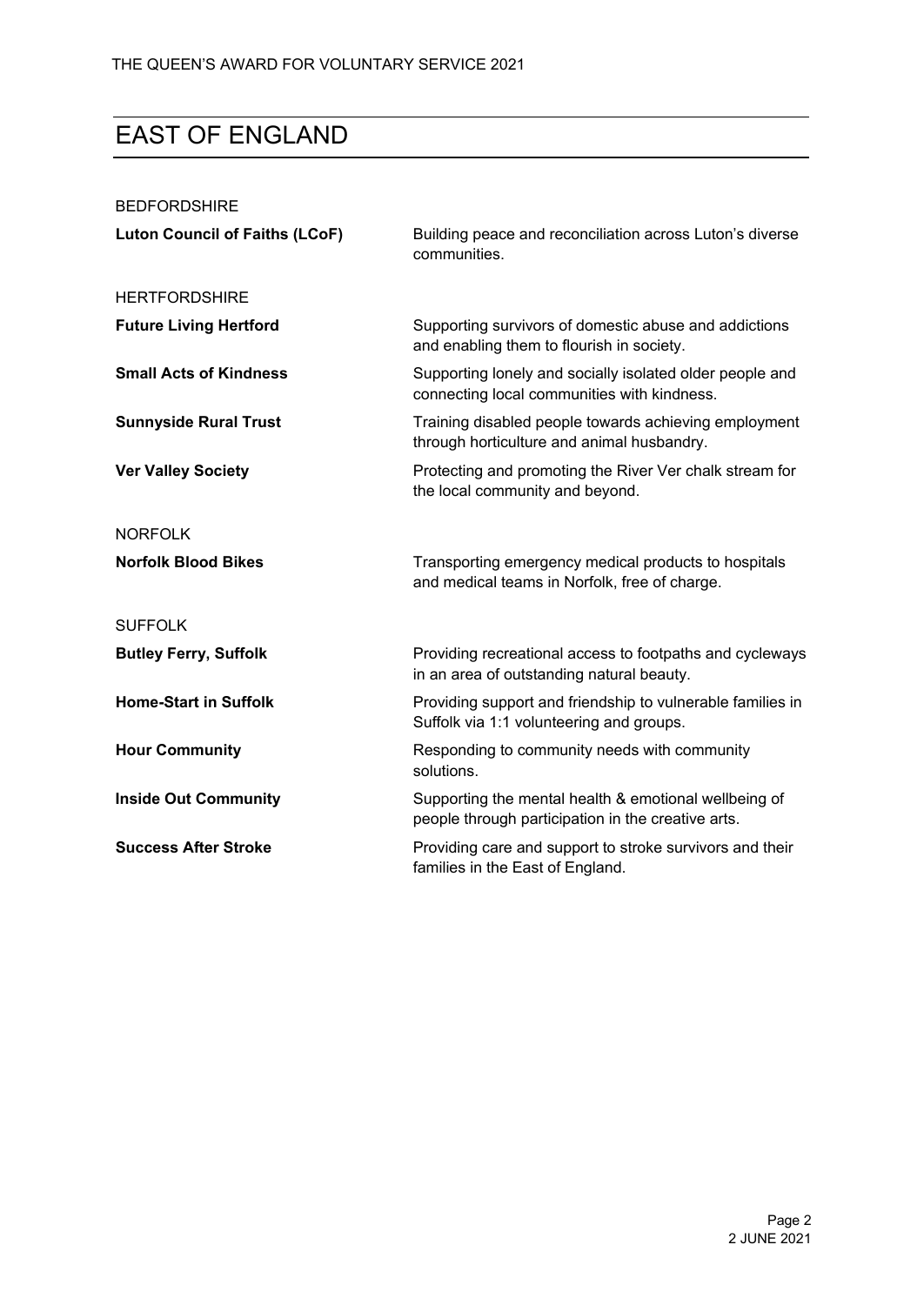# EAST OF ENGLAND

BEDFORDSHIRE

| | |
|---|---|
| **Luton Council of Faiths (LCoF)** | Building peace and reconciliation across Luton's diverse communities. |

HERTFORDSHIRE

| | |
|---|---|
| **Future Living Hertford** | Supporting survivors of domestic abuse and addictions and enabling them to flourish in society. |
| **Small Acts of Kindness** | Supporting lonely and socially isolated older people and connecting local communities with kindness. |
| **Sunnyside Rural Trust** | Training disabled people towards achieving employment through horticulture and animal husbandry. |
| **Ver Valley Society** | Protecting and promoting the River Ver chalk stream for the local community and beyond. |

NORFOLK

| | |
|---|---|
| **Norfolk Blood Bikes** | Transporting emergency medical products to hospitals and medical teams in Norfolk, free of charge. |

SUFFOLK

| | |
|---|---|
| **Butley Ferry, Suffolk** | Providing recreational access to footpaths and cycleways in an area of outstanding natural beauty. |
| **Home-Start in Suffolk** | Providing support and friendship to vulnerable families in Suffolk via 1:1 volunteering and groups. |
| **Hour Community** | Responding to community needs with community solutions. |
| **Inside Out Community** | Supporting the mental health & emotional wellbeing of people through participation in the creative arts. |
| **Success After Stroke** | Providing care and support to stroke survivors and their families in the East of England. |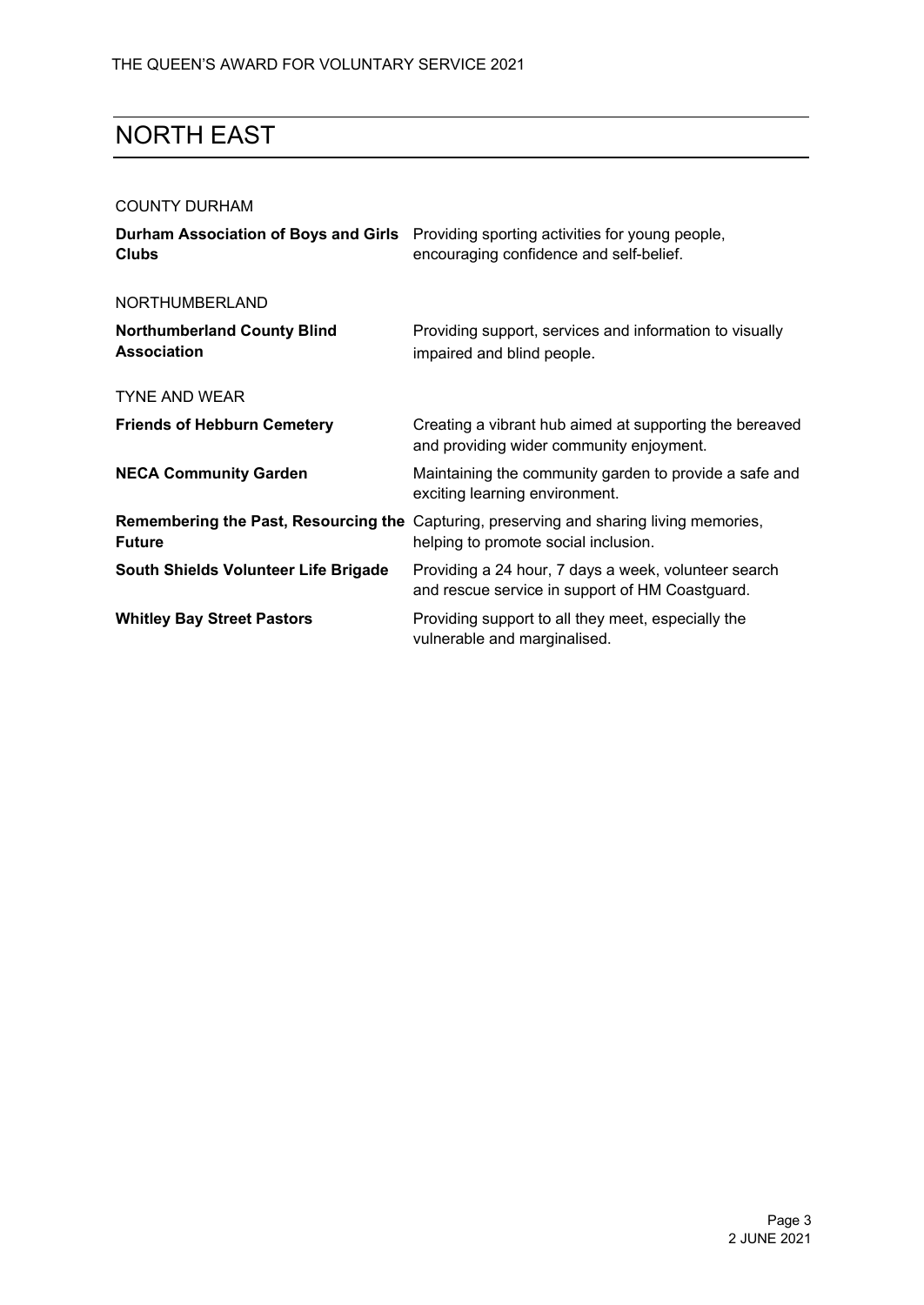## NORTH EAST

COUNTY DURHAM

| | |
|---|---|
| **Durham Association of Boys and Girls Clubs** | Providing sporting activities for young people, encouraging confidence and self-belief. |

NORTHUMBERLAND

| | |
|---|---|
| **Northumberland County Blind Association** | Providing support, services and information to visually impaired and blind people. |

TYNE AND WEAR

| | |
|---|---|
| **Friends of Hebburn Cemetery** | Creating a vibrant hub aimed at supporting the bereaved and providing wider community enjoyment. |
| **NECA Community Garden** | Maintaining the community garden to provide a safe and exciting learning environment. |
| **Remembering the Past, Resourcing the Future** | Capturing, preserving and sharing living memories, helping to promote social inclusion. |
| **South Shields Volunteer Life Brigade** | Providing a 24 hour, 7 days a week, volunteer search and rescue service in support of HM Coastguard. |
| **Whitley Bay Street Pastors** | Providing support to all they meet, especially the vulnerable and marginalised. |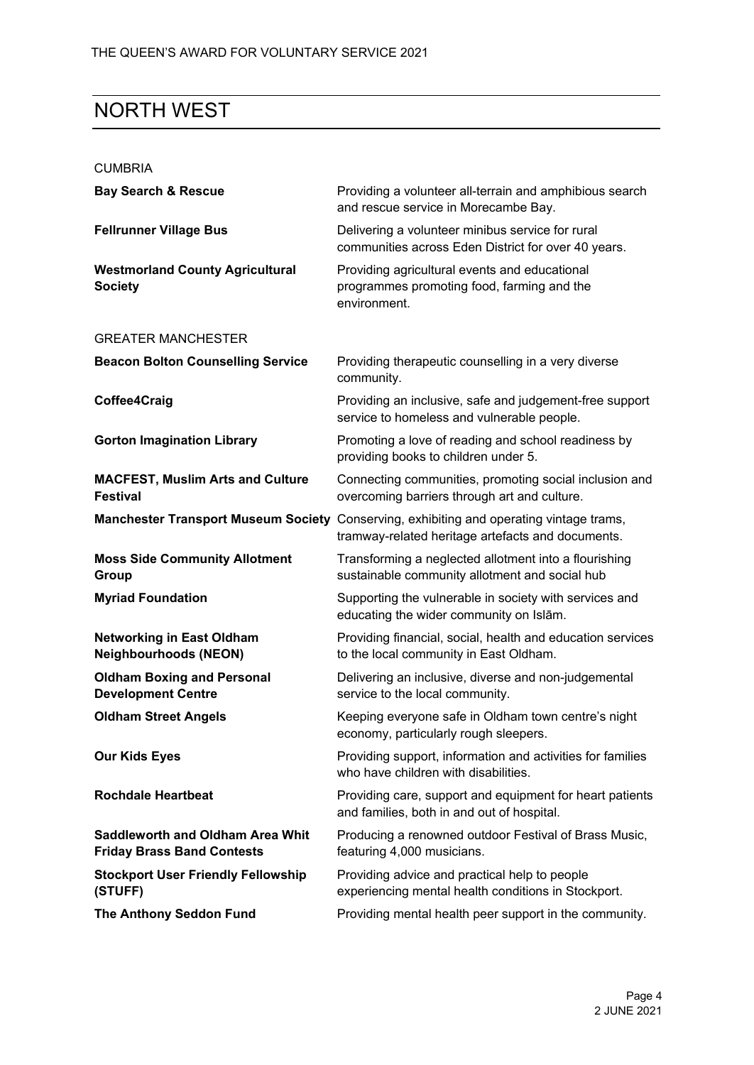# NORTH WEST

CUMBRIA

| | |
|---|---|
| **Bay Search & Rescue** | Providing a volunteer all-terrain and amphibious search and rescue service in Morecambe Bay. |
| **Fellrunner Village Bus** | Delivering a volunteer minibus service for rural communities across Eden District for over 40 years. |
| **Westmorland County Agricultural Society** | Providing agricultural events and educational programmes promoting food, farming and the environment. |

GREATER MANCHESTER

| | |
|---|---|
| **Beacon Bolton Counselling Service** | Providing therapeutic counselling in a very diverse community. |
| **Coffee4Craig** | Providing an inclusive, safe and judgement-free support service to homeless and vulnerable people. |
| **Gorton Imagination Library** | Promoting a love of reading and school readiness by providing books to children under 5. |
| **MACFEST, Muslim Arts and Culture Festival** | Connecting communities, promoting social inclusion and overcoming barriers through art and culture. |
| **Manchester Transport Museum Society** | Conserving, exhibiting and operating vintage trams, tramway-related heritage artefacts and documents. |
| **Moss Side Community Allotment Group** | Transforming a neglected allotment into a flourishing sustainable community allotment and social hub |
| **Myriad Foundation** | Supporting the vulnerable in society with services and educating the wider community on Islām. |
| **Networking in East Oldham Neighbourhoods (NEON)** | Providing financial, social, health and education services to the local community in East Oldham. |
| **Oldham Boxing and Personal Development Centre** | Delivering an inclusive, diverse and non-judgemental service to the local community. |
| **Oldham Street Angels** | Keeping everyone safe in Oldham town centre's night economy, particularly rough sleepers. |
| **Our Kids Eyes** | Providing support, information and activities for families who have children with disabilities. |
| **Rochdale Heartbeat** | Providing care, support and equipment for heart patients and families, both in and out of hospital. |
| **Saddleworth and Oldham Area Whit Friday Brass Band Contests** | Producing a renowned outdoor Festival of Brass Music, featuring 4,000 musicians. |
| **Stockport User Friendly Fellowship (STUFF)** | Providing advice and practical help to people experiencing mental health conditions in Stockport. |
| **The Anthony Seddon Fund** | Providing mental health peer support in the community. |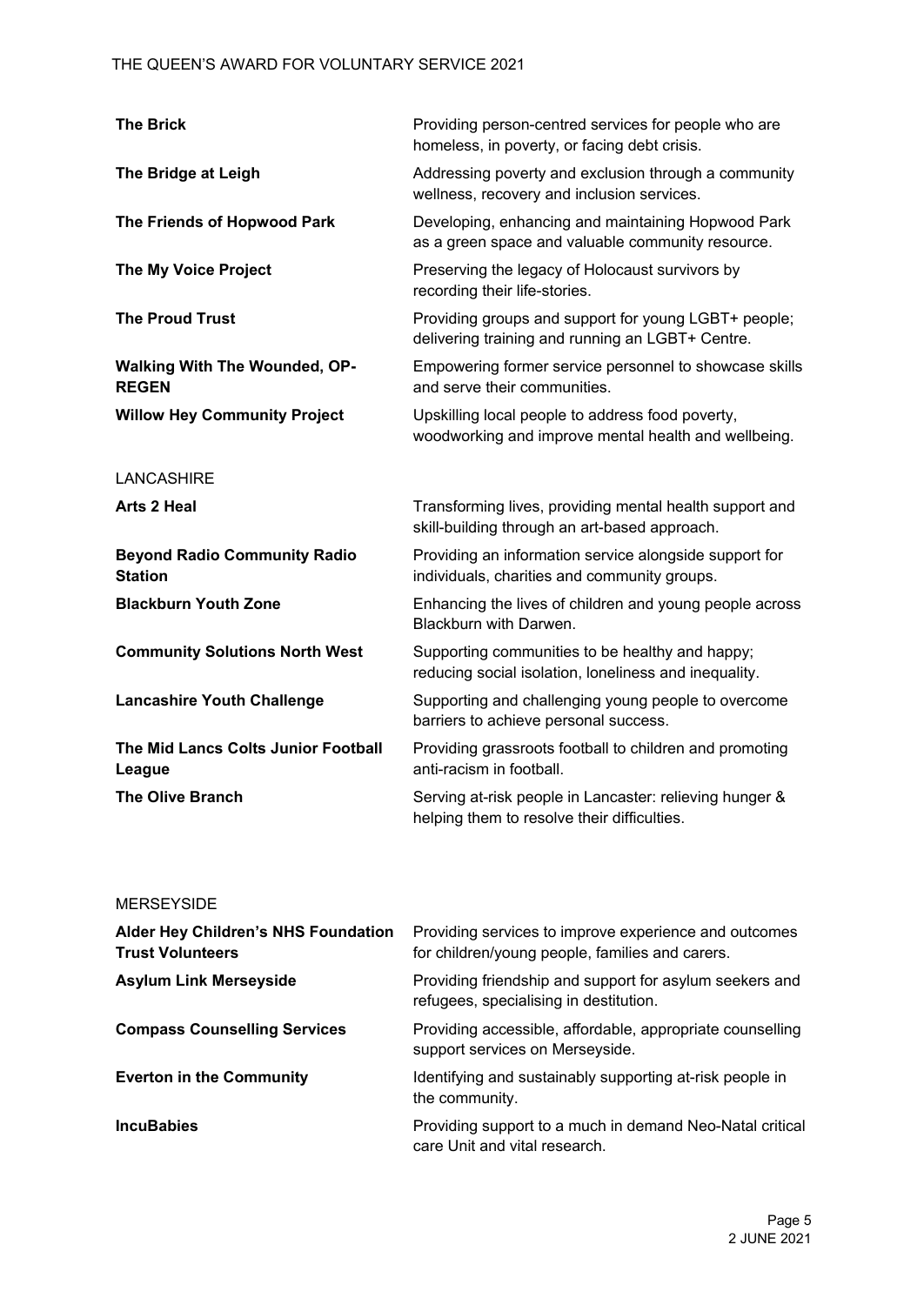| | |
|---|---|
| **The Brick** | Providing person-centred services for people who are homeless, in poverty, or facing debt crisis. |
| **The Bridge at Leigh** | Addressing poverty and exclusion through a community wellness, recovery and inclusion services. |
| **The Friends of Hopwood Park** | Developing, enhancing and maintaining Hopwood Park as a green space and valuable community resource. |
| **The My Voice Project** | Preserving the legacy of Holocaust survivors by recording their life-stories. |
| **The Proud Trust** | Providing groups and support for young LGBT+ people; delivering training and running an LGBT+ Centre. |
| **Walking With The Wounded, OP-REGEN** | Empowering former service personnel to showcase skills and serve their communities. |
| **Willow Hey Community Project** | Upskilling local people to address food poverty, woodworking and improve mental health and wellbeing. |

LANCASHIRE

| | |
|---|---|
| **Arts 2 Heal** | Transforming lives, providing mental health support and skill-building through an art-based approach. |
| **Beyond Radio Community Radio Station** | Providing an information service alongside support for individuals, charities and community groups. |
| **Blackburn Youth Zone** | Enhancing the lives of children and young people across Blackburn with Darwen. |
| **Community Solutions North West** | Supporting communities to be healthy and happy; reducing social isolation, loneliness and inequality. |
| **Lancashire Youth Challenge** | Supporting and challenging young people to overcome barriers to achieve personal success. |
| **The Mid Lancs Colts Junior Football League** | Providing grassroots football to children and promoting anti-racism in football. |
| **The Olive Branch** | Serving at-risk people in Lancaster: relieving hunger & helping them to resolve their difficulties. |

MERSEYSIDE

| | |
|---|---|
| **Alder Hey Children's NHS Foundation Trust Volunteers** | Providing services to improve experience and outcomes for children/young people, families and carers. |
| **Asylum Link Merseyside** | Providing friendship and support for asylum seekers and refugees, specialising in destitution. |
| **Compass Counselling Services** | Providing accessible, affordable, appropriate counselling support services on Merseyside. |
| **Everton in the Community** | Identifying and sustainably supporting at-risk people in the community. |
| **IncuBabies** | Providing support to a much in demand Neo-Natal critical care Unit and vital research. |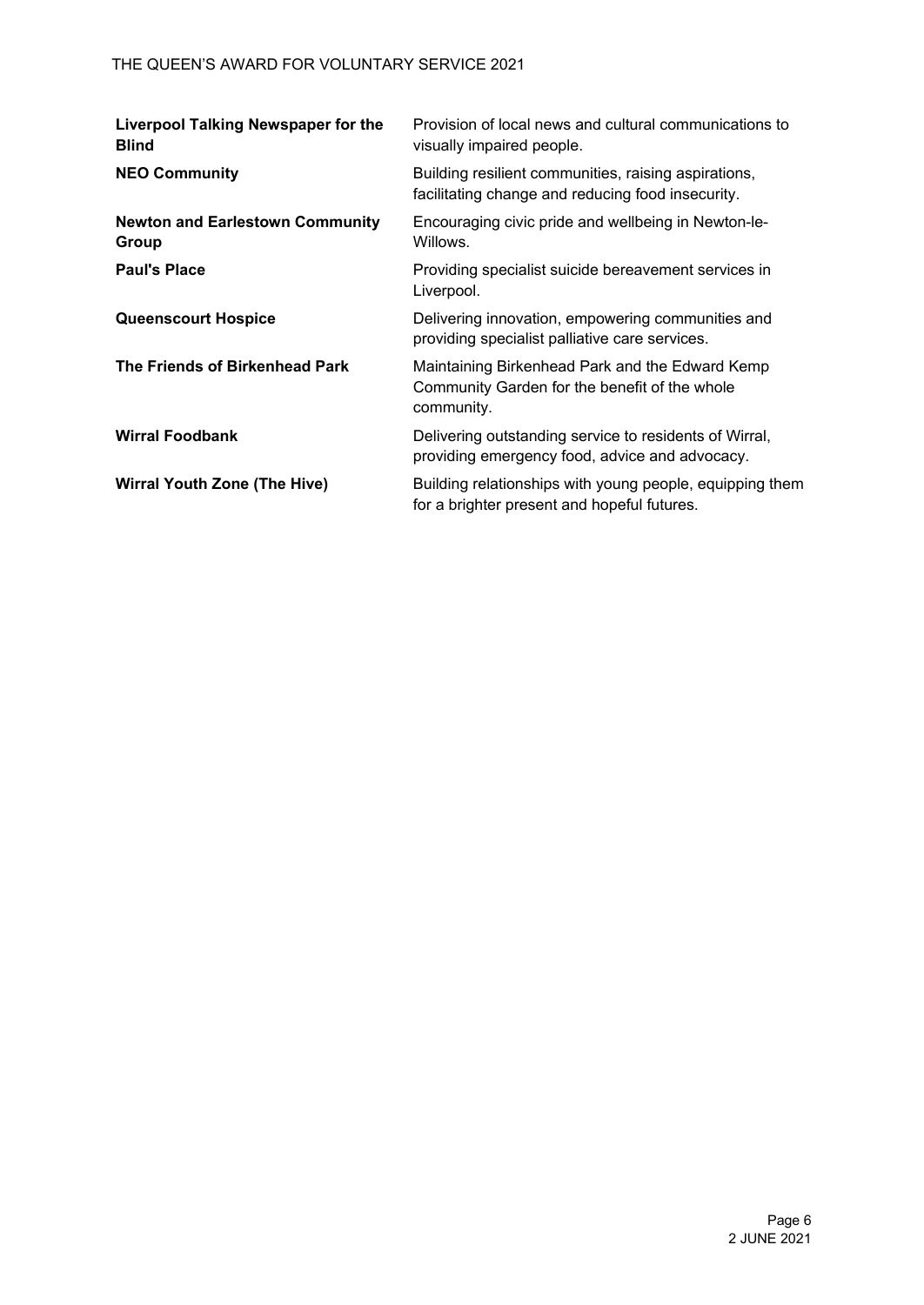| | |
|---|---|
| **Liverpool Talking Newspaper for the Blind** | Provision of local news and cultural communications to visually impaired people. |
| **NEO Community** | Building resilient communities, raising aspirations, facilitating change and reducing food insecurity. |
| **Newton and Earlestown Community Group** | Encouraging civic pride and wellbeing in Newton-le-Willows. |
| **Paul's Place** | Providing specialist suicide bereavement services in Liverpool. |
| **Queenscourt Hospice** | Delivering innovation, empowering communities and providing specialist palliative care services. |
| **The Friends of Birkenhead Park** | Maintaining Birkenhead Park and the Edward Kemp Community Garden for the benefit of the whole community. |
| **Wirral Foodbank** | Delivering outstanding service to residents of Wirral, providing emergency food, advice and advocacy. |
| **Wirral Youth Zone (The Hive)** | Building relationships with young people, equipping them for a brighter present and hopeful futures. |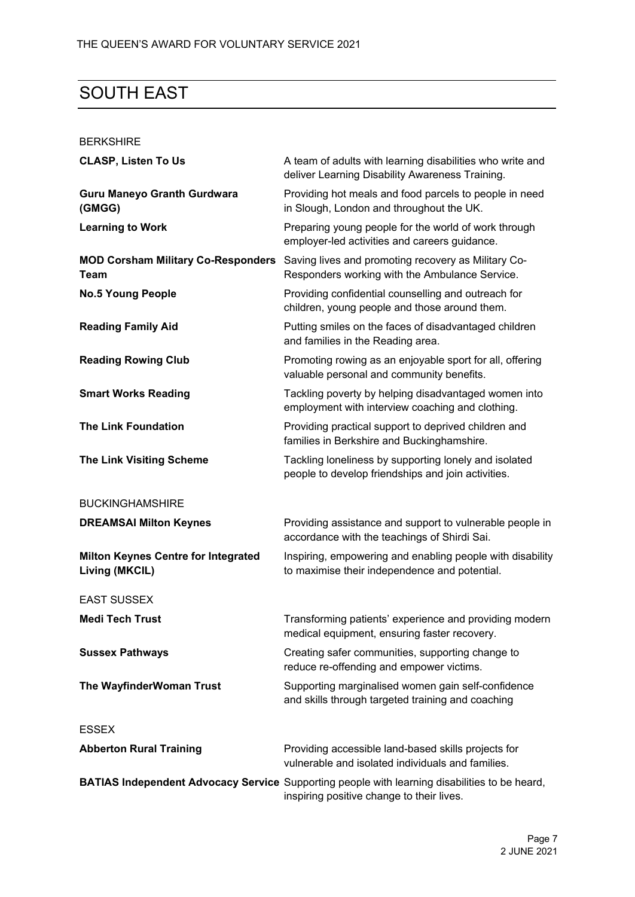## SOUTH EAST

### BERKSHIRE

| | |
|---|---|
| **CLASP, Listen To Us** | A team of adults with learning disabilities who write and deliver Learning Disability Awareness Training. |
| **Guru Maneyo Granth Gurdwara (GMGG)** | Providing hot meals and food parcels to people in need in Slough, London and throughout the UK. |
| **Learning to Work** | Preparing young people for the world of work through employer-led activities and careers guidance. |
| **MOD Corsham Military Co-Responders Team** | Saving lives and promoting recovery as Military Co-Responders working with the Ambulance Service. |
| **No.5 Young People** | Providing confidential counselling and outreach for children, young people and those around them. |
| **Reading Family Aid** | Putting smiles on the faces of disadvantaged children and families in the Reading area. |
| **Reading Rowing Club** | Promoting rowing as an enjoyable sport for all, offering valuable personal and community benefits. |
| **Smart Works Reading** | Tackling poverty by helping disadvantaged women into employment with interview coaching and clothing. |
| **The Link Foundation** | Providing practical support to deprived children and families in Berkshire and Buckinghamshire. |
| **The Link Visiting Scheme** | Tackling loneliness by supporting lonely and isolated people to develop friendships and join activities. |

### BUCKINGHAMSHIRE

| | |
|---|---|
| **DREAMSAI Milton Keynes** | Providing assistance and support to vulnerable people in accordance with the teachings of Shirdi Sai. |
| **Milton Keynes Centre for Integrated Living (MKCIL)** | Inspiring, empowering and enabling people with disability to maximise their independence and potential. |

### EAST SUSSEX

| | |
|---|---|
| **Medi Tech Trust** | Transforming patients' experience and providing modern medical equipment, ensuring faster recovery. |
| **Sussex Pathways** | Creating safer communities, supporting change to reduce re-offending and empower victims. |
| **The WayfinderWoman Trust** | Supporting marginalised women gain self-confidence and skills through targeted training and coaching |

### ESSEX

| | |
|---|---|
| **Abberton Rural Training** | Providing accessible land-based skills projects for vulnerable and isolated individuals and families. |
| **BATIAS Independent Advocacy Service** | Supporting people with learning disabilities to be heard, inspiring positive change to their lives. |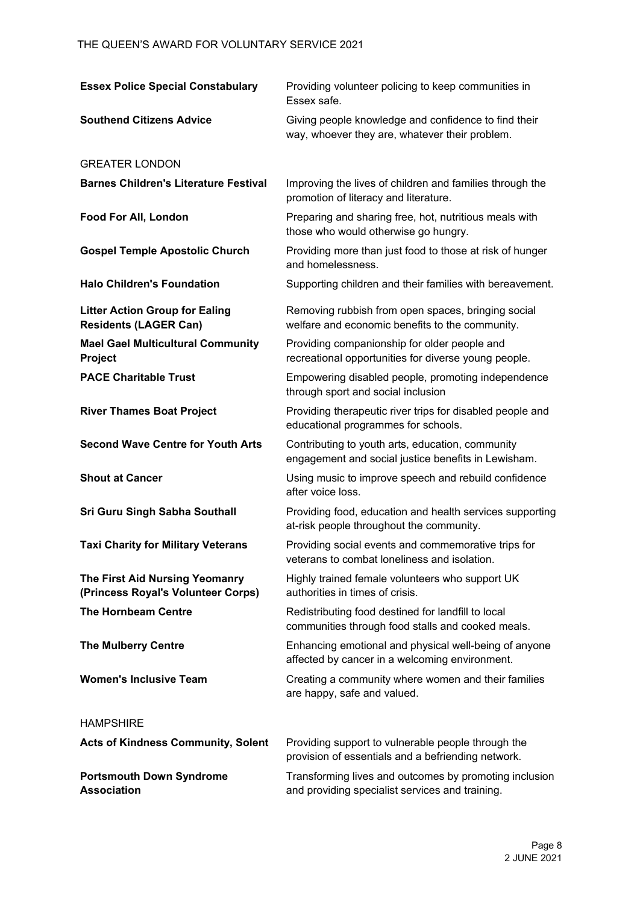| | |
|---|---|
| **Essex Police Special Constabulary** | Providing volunteer policing to keep communities in Essex safe. |
| **Southend Citizens Advice** | Giving people knowledge and confidence to find their way, whoever they are, whatever their problem. |

GREATER LONDON

| | |
|---|---|
| **Barnes Children's Literature Festival** | Improving the lives of children and families through the promotion of literacy and literature. |
| **Food For All, London** | Preparing and sharing free, hot, nutritious meals with those who would otherwise go hungry. |
| **Gospel Temple Apostolic Church** | Providing more than just food to those at risk of hunger and homelessness. |
| **Halo Children's Foundation** | Supporting children and their families with bereavement. |
| **Litter Action Group for Ealing Residents (LAGER Can)** | Removing rubbish from open spaces, bringing social welfare and economic benefits to the community. |
| **Mael Gael Multicultural Community Project** | Providing companionship for older people and recreational opportunities for diverse young people. |
| **PACE Charitable Trust** | Empowering disabled people, promoting independence through sport and social inclusion |
| **River Thames Boat Project** | Providing therapeutic river trips for disabled people and educational programmes for schools. |
| **Second Wave Centre for Youth Arts** | Contributing to youth arts, education, community engagement and social justice benefits in Lewisham. |
| **Shout at Cancer** | Using music to improve speech and rebuild confidence after voice loss. |
| **Sri Guru Singh Sabha Southall** | Providing food, education and health services supporting at-risk people throughout the community. |
| **Taxi Charity for Military Veterans** | Providing social events and commemorative trips for veterans to combat loneliness and isolation. |
| **The First Aid Nursing Yeomanry (Princess Royal's Volunteer Corps)** | Highly trained female volunteers who support UK authorities in times of crisis. |
| **The Hornbeam Centre** | Redistributing food destined for landfill to local communities through food stalls and cooked meals. |
| **The Mulberry Centre** | Enhancing emotional and physical well-being of anyone affected by cancer in a welcoming environment. |
| **Women's Inclusive Team** | Creating a community where women and their families are happy, safe and valued. |

HAMPSHIRE

| | |
|---|---|
| **Acts of Kindness Community, Solent** | Providing support to vulnerable people through the provision of essentials and a befriending network. |
| **Portsmouth Down Syndrome Association** | Transforming lives and outcomes by promoting inclusion and providing specialist services and training. |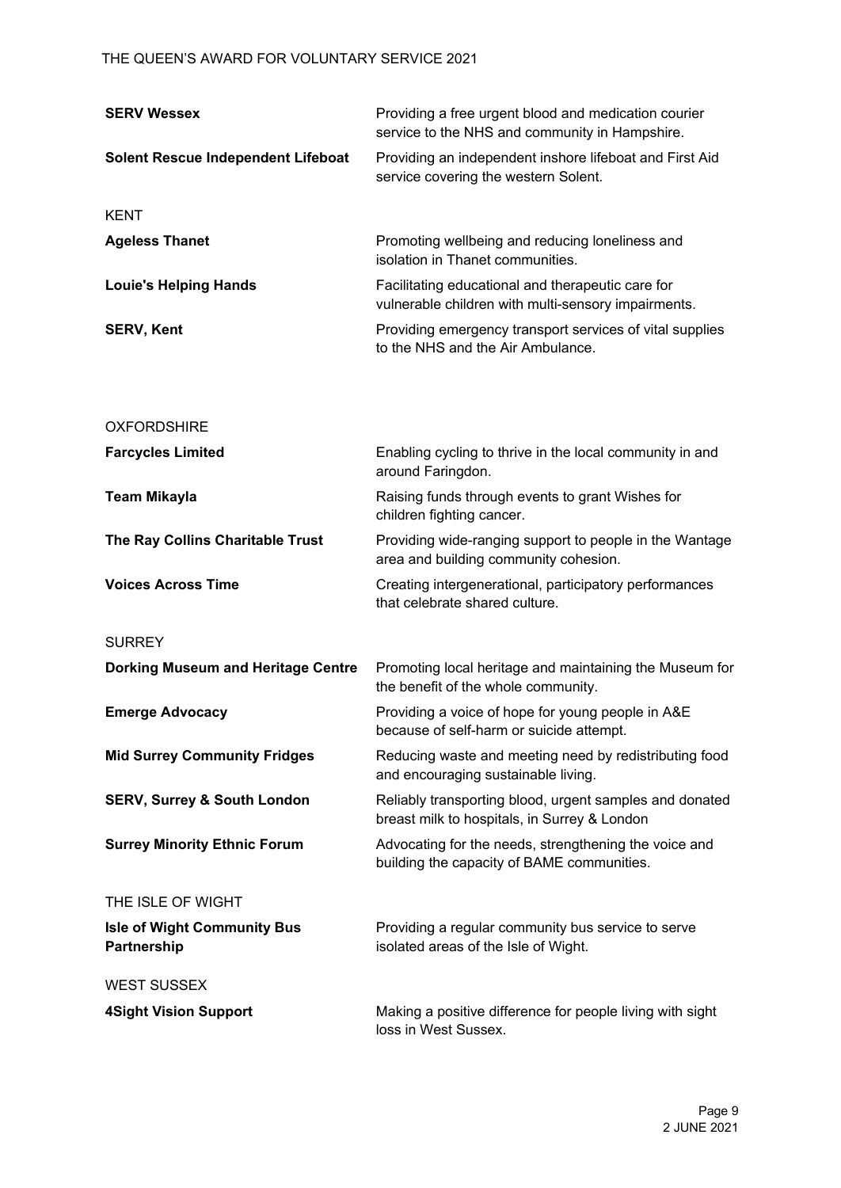| | |
|---|---|
| **SERV Wessex** | Providing a free urgent blood and medication courier service to the NHS and community in Hampshire. |
| **Solent Rescue Independent Lifeboat** | Providing an independent inshore lifeboat and First Aid service covering the western Solent. |

KENT

| | |
|---|---|
| **Ageless Thanet** | Promoting wellbeing and reducing loneliness and isolation in Thanet communities. |
| **Louie's Helping Hands** | Facilitating educational and therapeutic care for vulnerable children with multi-sensory impairments. |
| **SERV, Kent** | Providing emergency transport services of vital supplies to the NHS and the Air Ambulance. |

OXFORDSHIRE

| | |
|---|---|
| **Farcycles Limited** | Enabling cycling to thrive in the local community in and around Faringdon. |
| **Team Mikayla** | Raising funds through events to grant Wishes for children fighting cancer. |
| **The Ray Collins Charitable Trust** | Providing wide-ranging support to people in the Wantage area and building community cohesion. |
| **Voices Across Time** | Creating intergenerational, participatory performances that celebrate shared culture. |

SURREY

| | |
|---|---|
| **Dorking Museum and Heritage Centre** | Promoting local heritage and maintaining the Museum for the benefit of the whole community. |
| **Emerge Advocacy** | Providing a voice of hope for young people in A&E because of self-harm or suicide attempt. |
| **Mid Surrey Community Fridges** | Reducing waste and meeting need by redistributing food and encouraging sustainable living. |
| **SERV, Surrey & South London** | Reliably transporting blood, urgent samples and donated breast milk to hospitals, in Surrey & London |
| **Surrey Minority Ethnic Forum** | Advocating for the needs, strengthening the voice and building the capacity of BAME communities. |

THE ISLE OF WIGHT

| | |
|---|---|
| **Isle of Wight Community Bus Partnership** | Providing a regular community bus service to serve isolated areas of the Isle of Wight. |

WEST SUSSEX

| | |
|---|---|
| **4Sight Vision Support** | Making a positive difference for people living with sight loss in West Sussex. |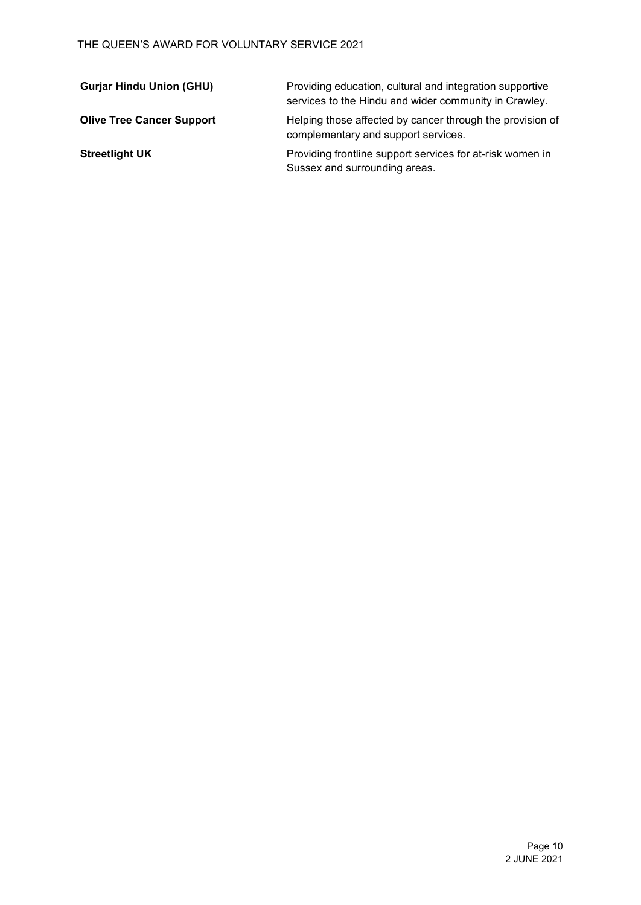| | |
|---|---|
| **Gurjar Hindu Union (GHU)** | Providing education, cultural and integration supportive services to the Hindu and wider community in Crawley. |
| **Olive Tree Cancer Support** | Helping those affected by cancer through the provision of complementary and support services. |
| **Streetlight UK** | Providing frontline support services for at-risk women in Sussex and surrounding areas. |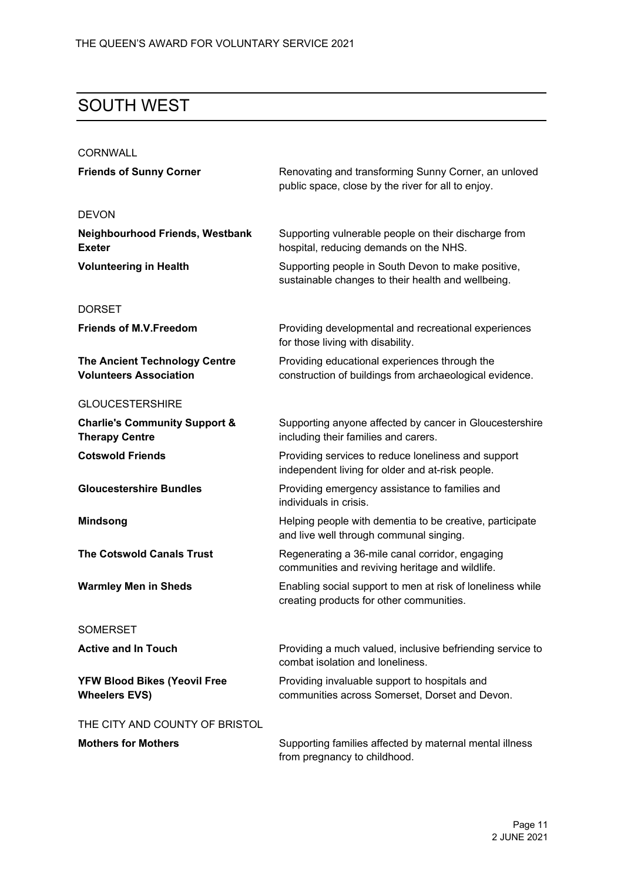## SOUTH WEST

CORNWALL

| | |
|---|---|
| **Friends of Sunny Corner** | Renovating and transforming Sunny Corner, an unloved public space, close by the river for all to enjoy. |

DEVON

| | |
|---|---|
| **Neighbourhood Friends, Westbank Exeter** | Supporting vulnerable people on their discharge from hospital, reducing demands on the NHS. |
| **Volunteering in Health** | Supporting people in South Devon to make positive, sustainable changes to their health and wellbeing. |

DORSET

| | |
|---|---|
| **Friends of M.V.Freedom** | Providing developmental and recreational experiences for those living with disability. |
| **The Ancient Technology Centre Volunteers Association** | Providing educational experiences through the construction of buildings from archaeological evidence. |

GLOUCESTERSHIRE

| | |
|---|---|
| **Charlie's Community Support & Therapy Centre** | Supporting anyone affected by cancer in Gloucestershire including their families and carers. |
| **Cotswold Friends** | Providing services to reduce loneliness and support independent living for older and at-risk people. |
| **Gloucestershire Bundles** | Providing emergency assistance to families and individuals in crisis. |
| **Mindsong** | Helping people with dementia to be creative, participate and live well through communal singing. |
| **The Cotswold Canals Trust** | Regenerating a 36-mile canal corridor, engaging communities and reviving heritage and wildlife. |
| **Warmley Men in Sheds** | Enabling social support to men at risk of loneliness while creating products for other communities. |

SOMERSET

| | |
|---|---|
| **Active and In Touch** | Providing a much valued, inclusive befriending service to combat isolation and loneliness. |
| **YFW Blood Bikes (Yeovil Free Wheelers EVS)** | Providing invaluable support to hospitals and communities across Somerset, Dorset and Devon. |

THE CITY AND COUNTY OF BRISTOL

| | |
|---|---|
| **Mothers for Mothers** | Supporting families affected by maternal mental illness from pregnancy to childhood. |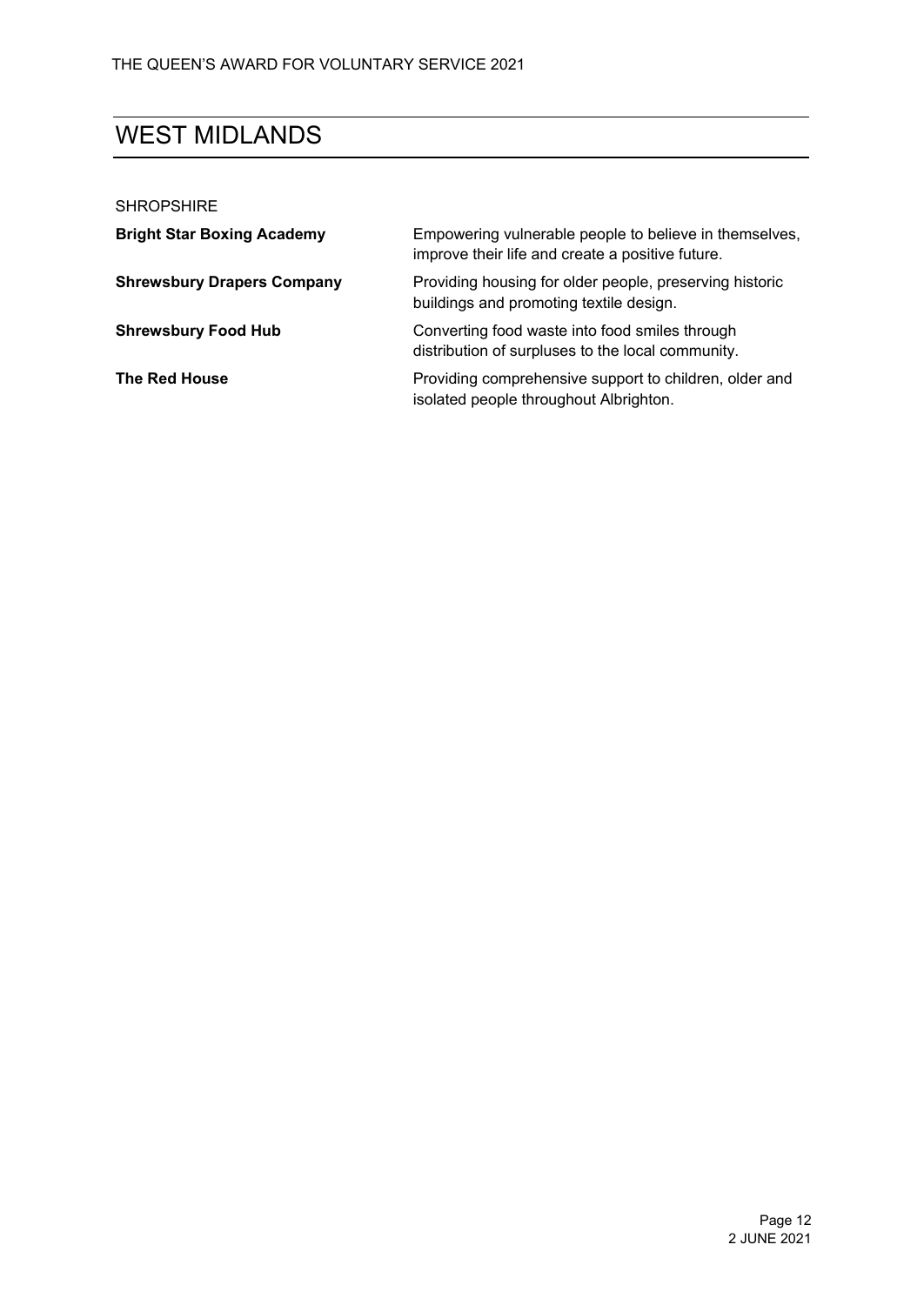# WEST MIDLANDS

SHROPSHIRE

| | |
|---|---|
| **Bright Star Boxing Academy** | Empowering vulnerable people to believe in themselves, improve their life and create a positive future. |
| **Shrewsbury Drapers Company** | Providing housing for older people, preserving historic buildings and promoting textile design. |
| **Shrewsbury Food Hub** | Converting food waste into food smiles through distribution of surpluses to the local community. |
| **The Red House** | Providing comprehensive support to children, older and isolated people throughout Albrighton. |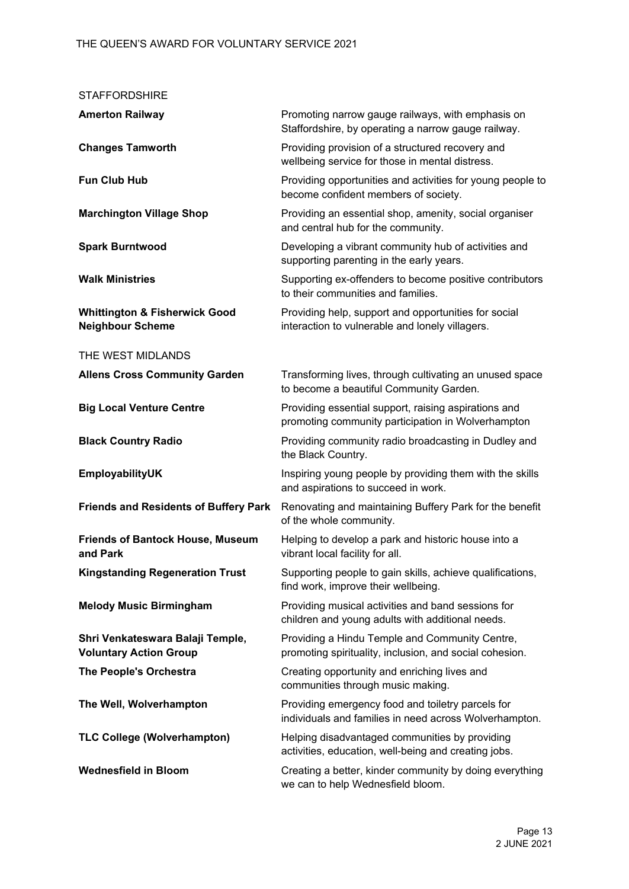## STAFFORDSHIRE

| | |
|---|---|
| **Amerton Railway** | Promoting narrow gauge railways, with emphasis on Staffordshire, by operating a narrow gauge railway. |
| **Changes Tamworth** | Providing provision of a structured recovery and wellbeing service for those in mental distress. |
| **Fun Club Hub** | Providing opportunities and activities for young people to become confident members of society. |
| **Marchington Village Shop** | Providing an essential shop, amenity, social organiser and central hub for the community. |
| **Spark Burntwood** | Developing a vibrant community hub of activities and supporting parenting in the early years. |
| **Walk Ministries** | Supporting ex-offenders to become positive contributors to their communities and families. |
| **Whittington & Fisherwick Good Neighbour Scheme** | Providing help, support and opportunities for social interaction to vulnerable and lonely villagers. |

## THE WEST MIDLANDS

| | |
|---|---|
| **Allens Cross Community Garden** | Transforming lives, through cultivating an unused space to become a beautiful Community Garden. |
| **Big Local Venture Centre** | Providing essential support, raising aspirations and promoting community participation in Wolverhampton |
| **Black Country Radio** | Providing community radio broadcasting in Dudley and the Black Country. |
| **EmployabilityUK** | Inspiring young people by providing them with the skills and aspirations to succeed in work. |
| **Friends and Residents of Buffery Park** | Renovating and maintaining Buffery Park for the benefit of the whole community. |
| **Friends of Bantock House, Museum and Park** | Helping to develop a park and historic house into a vibrant local facility for all. |
| **Kingstanding Regeneration Trust** | Supporting people to gain skills, achieve qualifications, find work, improve their wellbeing. |
| **Melody Music Birmingham** | Providing musical activities and band sessions for children and young adults with additional needs. |
| **Shri Venkateswara Balaji Temple, Voluntary Action Group** | Providing a Hindu Temple and Community Centre, promoting spirituality, inclusion, and social cohesion. |
| **The People's Orchestra** | Creating opportunity and enriching lives and communities through music making. |
| **The Well, Wolverhampton** | Providing emergency food and toiletry parcels for individuals and families in need across Wolverhampton. |
| **TLC College (Wolverhampton)** | Helping disadvantaged communities by providing activities, education, well-being and creating jobs. |
| **Wednesfield in Bloom** | Creating a better, kinder community by doing everything we can to help Wednesfield bloom. |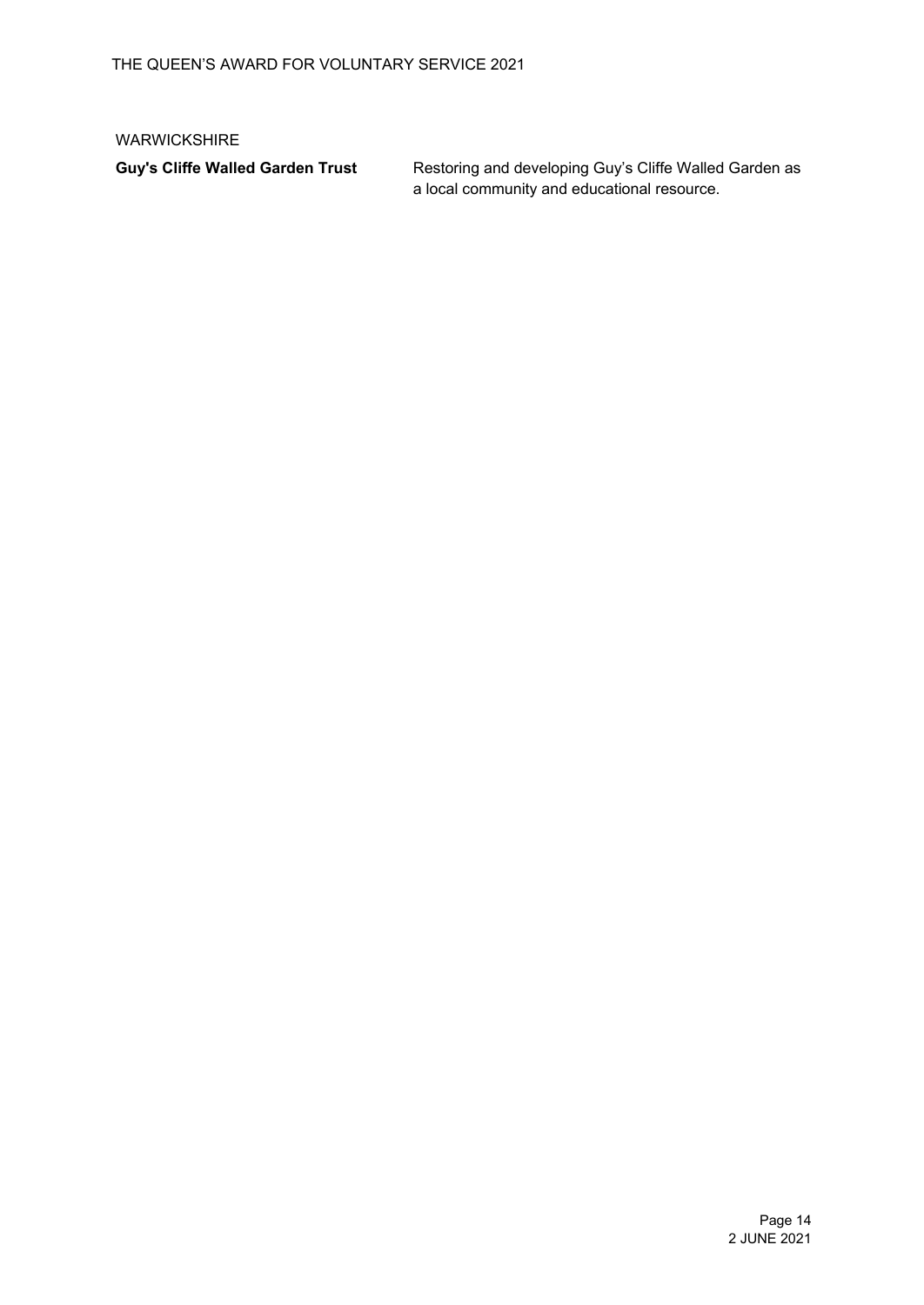WARWICKSHIRE

| | |
|---|---|
| **Guy's Cliffe Walled Garden Trust** | Restoring and developing Guy’s Cliffe Walled Garden as a local community and educational resource. |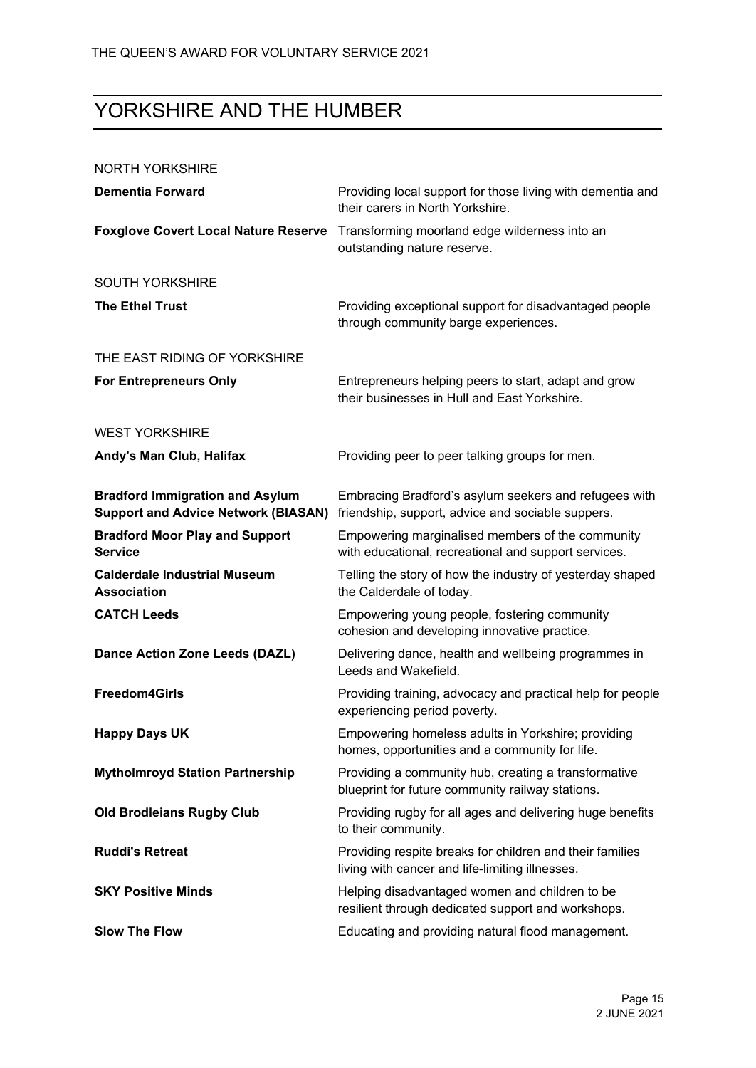# YORKSHIRE AND THE HUMBER

NORTH YORKSHIRE

| | |
|---|---|
| **Dementia Forward** | Providing local support for those living with dementia and their carers in North Yorkshire. |
| **Foxglove Covert Local Nature Reserve** | Transforming moorland edge wilderness into an outstanding nature reserve. |

SOUTH YORKSHIRE

| | |
|---|---|
| **The Ethel Trust** | Providing exceptional support for disadvantaged people through community barge experiences. |

THE EAST RIDING OF YORKSHIRE

| | |
|---|---|
| **For Entrepreneurs Only** | Entrepreneurs helping peers to start, adapt and grow their businesses in Hull and East Yorkshire. |

WEST YORKSHIRE

| | |
|---|---|
| **Andy's Man Club, Halifax** | Providing peer to peer talking groups for men. |
| **Bradford Immigration and Asylum Support and Advice Network (BIASAN)** | Embracing Bradford's asylum seekers and refugees with friendship, support, advice and sociable suppers. |
| **Bradford Moor Play and Support Service** | Empowering marginalised members of the community with educational, recreational and support services. |
| **Calderdale Industrial Museum Association** | Telling the story of how the industry of yesterday shaped the Calderdale of today. |
| **CATCH Leeds** | Empowering young people, fostering community cohesion and developing innovative practice. |
| **Dance Action Zone Leeds (DAZL)** | Delivering dance, health and wellbeing programmes in Leeds and Wakefield. |
| **Freedom4Girls** | Providing training, advocacy and practical help for people experiencing period poverty. |
| **Happy Days UK** | Empowering homeless adults in Yorkshire; providing homes, opportunities and a community for life. |
| **Mytholmroyd Station Partnership** | Providing a community hub, creating a transformative blueprint for future community railway stations. |
| **Old Brodleians Rugby Club** | Providing rugby for all ages and delivering huge benefits to their community. |
| **Ruddi's Retreat** | Providing respite breaks for children and their families living with cancer and life-limiting illnesses. |
| **SKY Positive Minds** | Helping disadvantaged women and children to be resilient through dedicated support and workshops. |
| **Slow The Flow** | Educating and providing natural flood management. |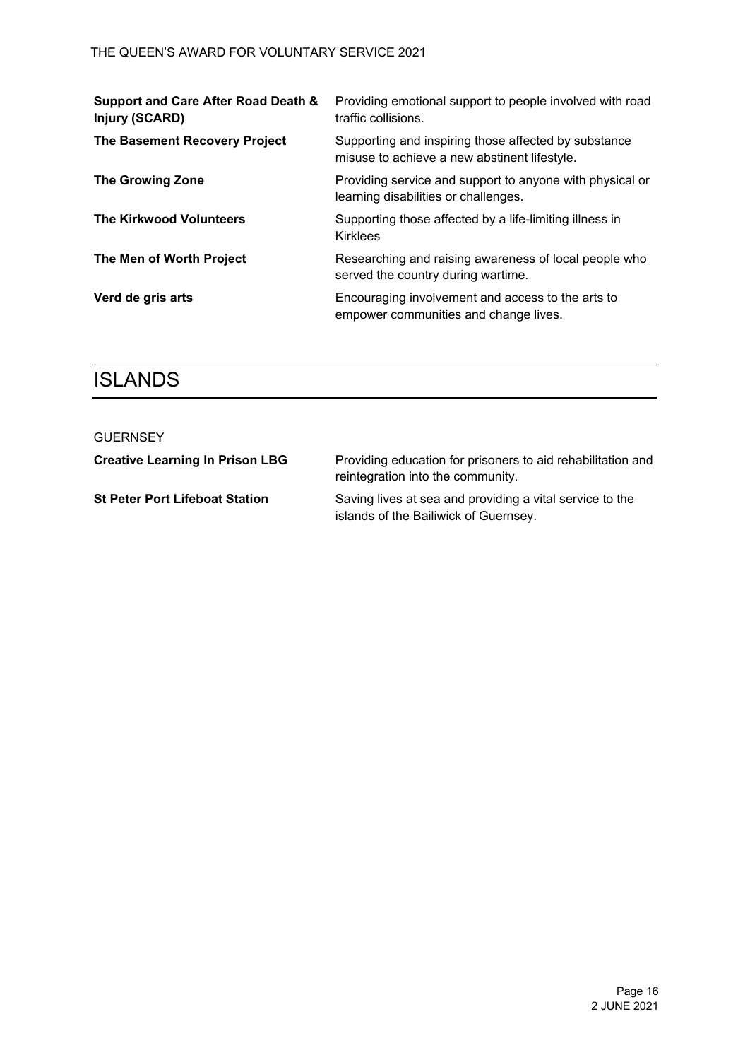| | |
|---|---|
| **Support and Care After Road Death & Injury (SCARD)** | Providing emotional support to people involved with road traffic collisions. |
| **The Basement Recovery Project** | Supporting and inspiring those affected by substance misuse to achieve a new abstinent lifestyle. |
| **The Growing Zone** | Providing service and support to anyone with physical or learning disabilities or challenges. |
| **The Kirkwood Volunteers** | Supporting those affected by a life-limiting illness in Kirklees |
| **The Men of Worth Project** | Researching and raising awareness of local people who served the country during wartime. |
| **Verd de gris arts** | Encouraging involvement and access to the arts to empower communities and change lives. |

# ISLANDS

GUERNSEY

| | |
|---|---|
| **Creative Learning In Prison LBG** | Providing education for prisoners to aid rehabilitation and reintegration into the community. |
| **St Peter Port Lifeboat Station** | Saving lives at sea and providing a vital service to the islands of the Bailiwick of Guernsey. |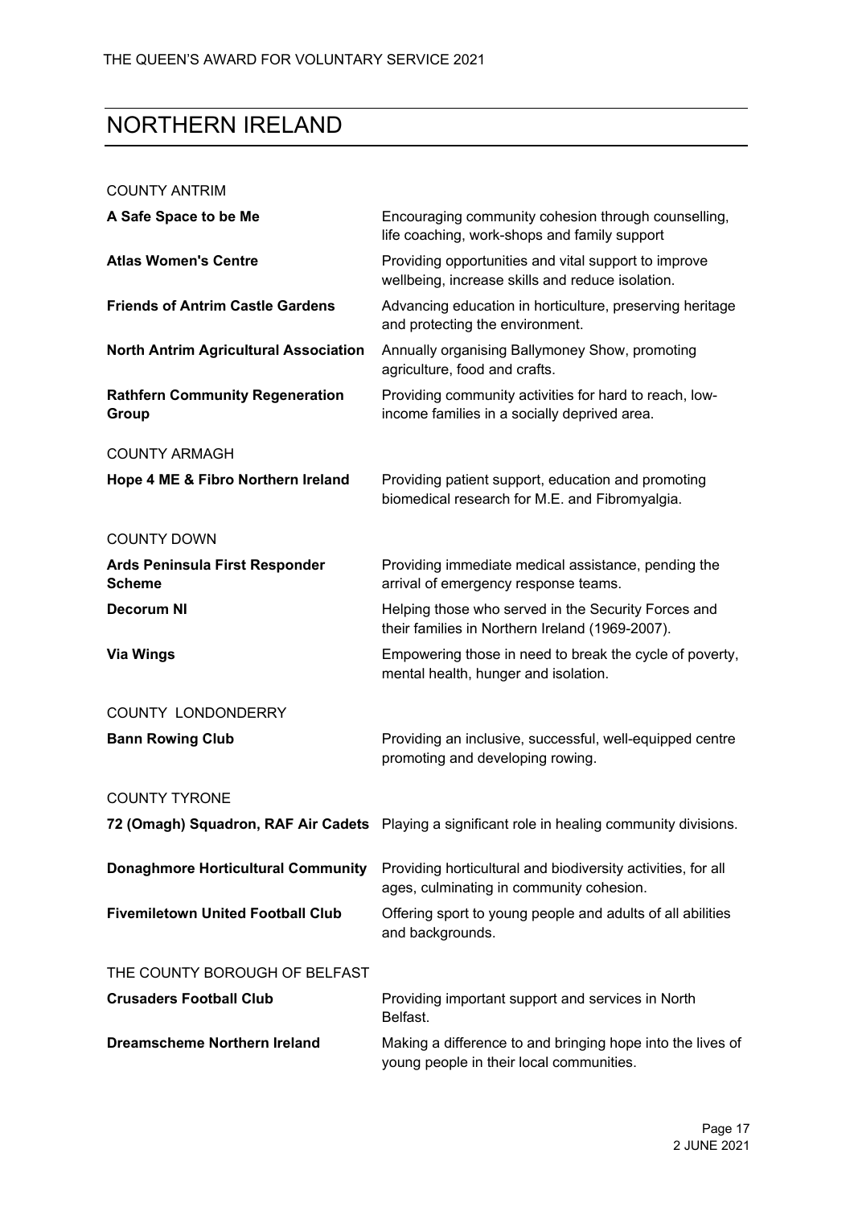# NORTHERN IRELAND

COUNTY ANTRIM

| | |
|---|---|
| **A Safe Space to be Me** | Encouraging community cohesion through counselling, life coaching, work-shops and family support |
| **Atlas Women's Centre** | Providing opportunities and vital support to improve wellbeing, increase skills and reduce isolation. |
| **Friends of Antrim Castle Gardens** | Advancing education in horticulture, preserving heritage and protecting the environment. |
| **North Antrim Agricultural Association** | Annually organising Ballymoney Show, promoting agriculture, food and crafts. |
| **Rathfern Community Regeneration Group** | Providing community activities for hard to reach, low-income families in a socially deprived area. |

COUNTY ARMAGH

| | |
|---|---|
| **Hope 4 ME & Fibro Northern Ireland** | Providing patient support, education and promoting biomedical research for M.E. and Fibromyalgia. |

COUNTY DOWN

| | |
|---|---|
| **Ards Peninsula First Responder Scheme** | Providing immediate medical assistance, pending the arrival of emergency response teams. |
| **Decorum NI** | Helping those who served in the Security Forces and their families in Northern Ireland (1969-2007). |
| **Via Wings** | Empowering those in need to break the cycle of poverty, mental health, hunger and isolation. |

COUNTY LONDONDERRY

| | |
|---|---|
| **Bann Rowing Club** | Providing an inclusive, successful, well-equipped centre promoting and developing rowing. |

COUNTY TYRONE

| | |
|---|---|
| **72 (Omagh) Squadron, RAF Air Cadets** | Playing a significant role in healing community divisions. |
| **Donaghmore Horticultural Community** | Providing horticultural and biodiversity activities, for all ages, culminating in community cohesion. |
| **Fivemiletown United Football Club** | Offering sport to young people and adults of all abilities and backgrounds. |

THE COUNTY BOROUGH OF BELFAST

| | |
|---|---|
| **Crusaders Football Club** | Providing important support and services in North Belfast. |
| **Dreamscheme Northern Ireland** | Making a difference to and bringing hope into the lives of young people in their local communities. |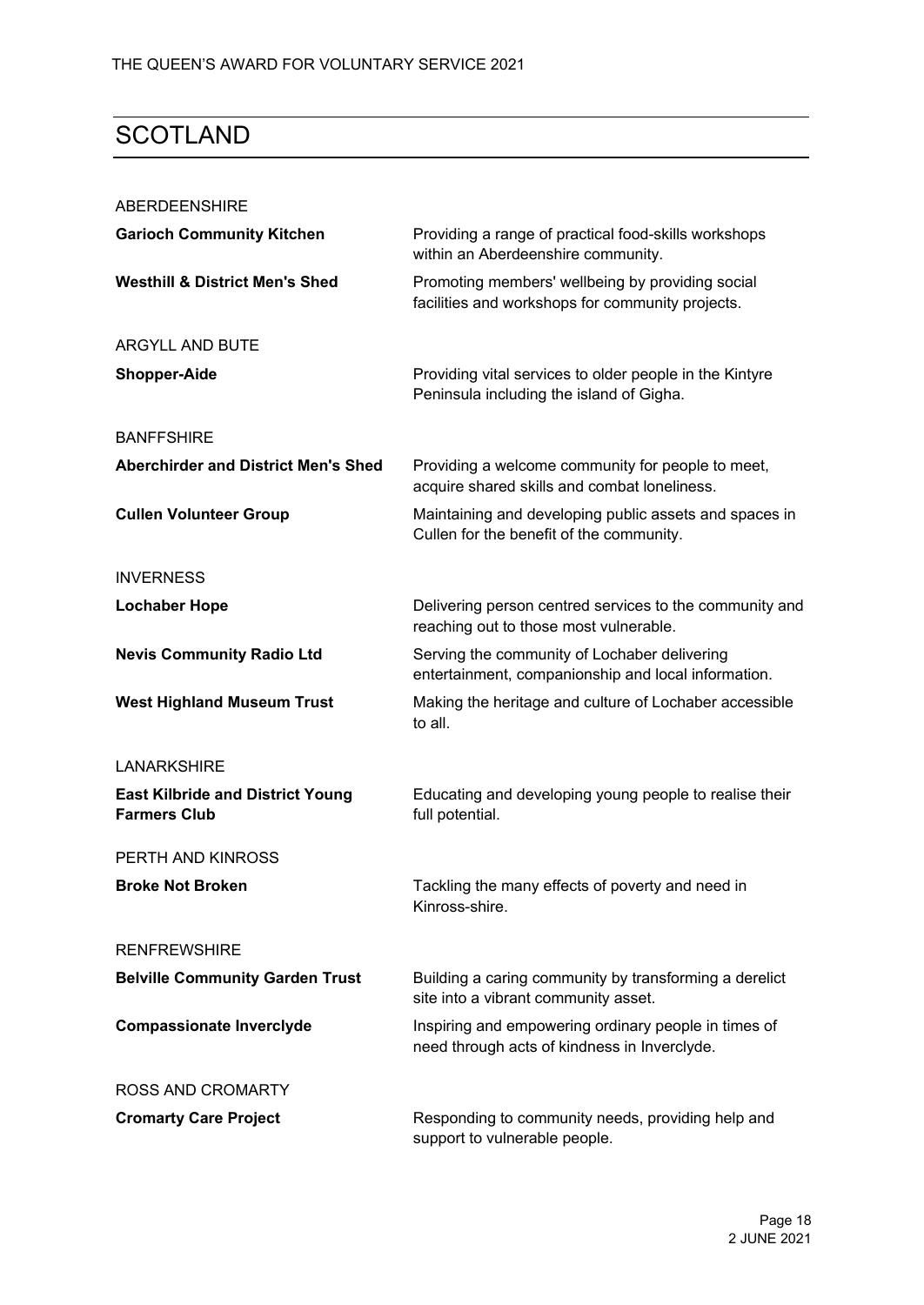## SCOTLAND

ABERDEENSHIRE

| | |
|---|---|
| **Garioch Community Kitchen** | Providing a range of practical food-skills workshops within an Aberdeenshire community. |
| **Westhill & District Men's Shed** | Promoting members' wellbeing by providing social facilities and workshops for community projects. |

ARGYLL AND BUTE

| | |
|---|---|
| **Shopper-Aide** | Providing vital services to older people in the Kintyre Peninsula including the island of Gigha. |

BANFFSHIRE

| | |
|---|---|
| **Aberchirder and District Men's Shed** | Providing a welcome community for people to meet, acquire shared skills and combat loneliness. |
| **Cullen Volunteer Group** | Maintaining and developing public assets and spaces in Cullen for the benefit of the community. |

INVERNESS

| | |
|---|---|
| **Lochaber Hope** | Delivering person centred services to the community and reaching out to those most vulnerable. |
| **Nevis Community Radio Ltd** | Serving the community of Lochaber delivering entertainment, companionship and local information. |
| **West Highland Museum Trust** | Making the heritage and culture of Lochaber accessible to all. |

LANARKSHIRE

| | |
|---|---|
| **East Kilbride and District Young Farmers Club** | Educating and developing young people to realise their full potential. |

PERTH AND KINROSS

| | |
|---|---|
| **Broke Not Broken** | Tackling the many effects of poverty and need in Kinross-shire. |

RENFREWSHIRE

| | |
|---|---|
| **Belville Community Garden Trust** | Building a caring community by transforming a derelict site into a vibrant community asset. |
| **Compassionate Inverclyde** | Inspiring and empowering ordinary people in times of need through acts of kindness in Inverclyde. |

ROSS AND CROMARTY

| | |
|---|---|
| **Cromarty Care Project** | Responding to community needs, providing help and support to vulnerable people. |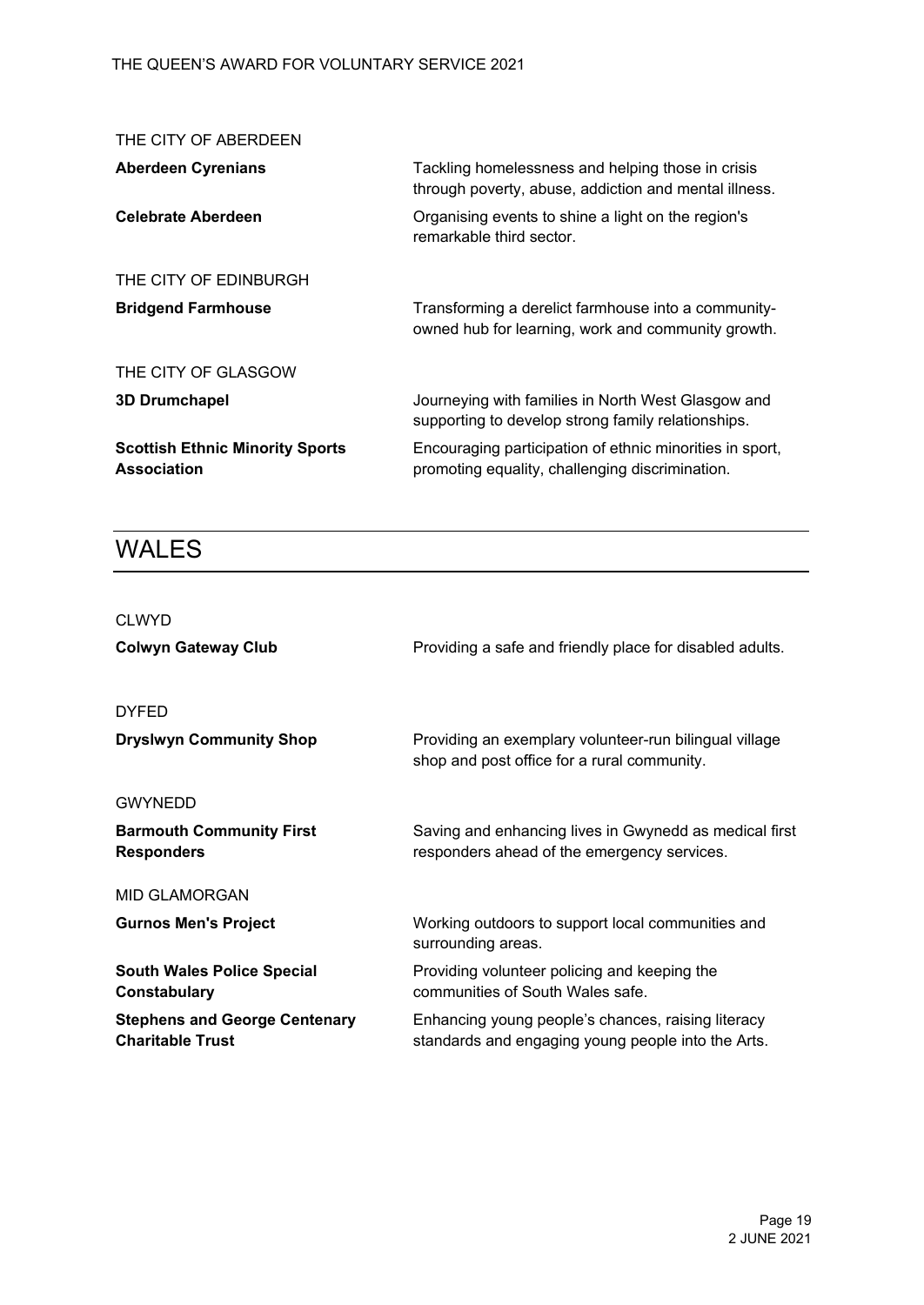THE CITY OF ABERDEEN

| | |
|---|---|
| **Aberdeen Cyrenians** | Tackling homelessness and helping those in crisis through poverty, abuse, addiction and mental illness. |
| **Celebrate Aberdeen** | Organising events to shine a light on the region's remarkable third sector. |

THE CITY OF EDINBURGH

| | |
|---|---|
| **Bridgend Farmhouse** | Transforming a derelict farmhouse into a community-owned hub for learning, work and community growth. |

THE CITY OF GLASGOW

| | |
|---|---|
| **3D Drumchapel** | Journeying with families in North West Glasgow and supporting to develop strong family relationships. |
| **Scottish Ethnic Minority Sports Association** | Encouraging participation of ethnic minorities in sport, promoting equality, challenging discrimination. |

# WALES

CLWYD

| | |
|---|---|
| **Colwyn Gateway Club** | Providing a safe and friendly place for disabled adults. |

DYFED

| | |
|---|---|
| **Dryslwyn Community Shop** | Providing an exemplary volunteer-run bilingual village shop and post office for a rural community. |

GWYNEDD

| | |
|---|---|
| **Barmouth Community First Responders** | Saving and enhancing lives in Gwynedd as medical first responders ahead of the emergency services. |

MID GLAMORGAN

| | |
|---|---|
| **Gurnos Men's Project** | Working outdoors to support local communities and surrounding areas. |
| **South Wales Police Special Constabulary** | Providing volunteer policing and keeping the communities of South Wales safe. |
| **Stephens and George Centenary Charitable Trust** | Enhancing young people's chances, raising literacy standards and engaging young people into the Arts. |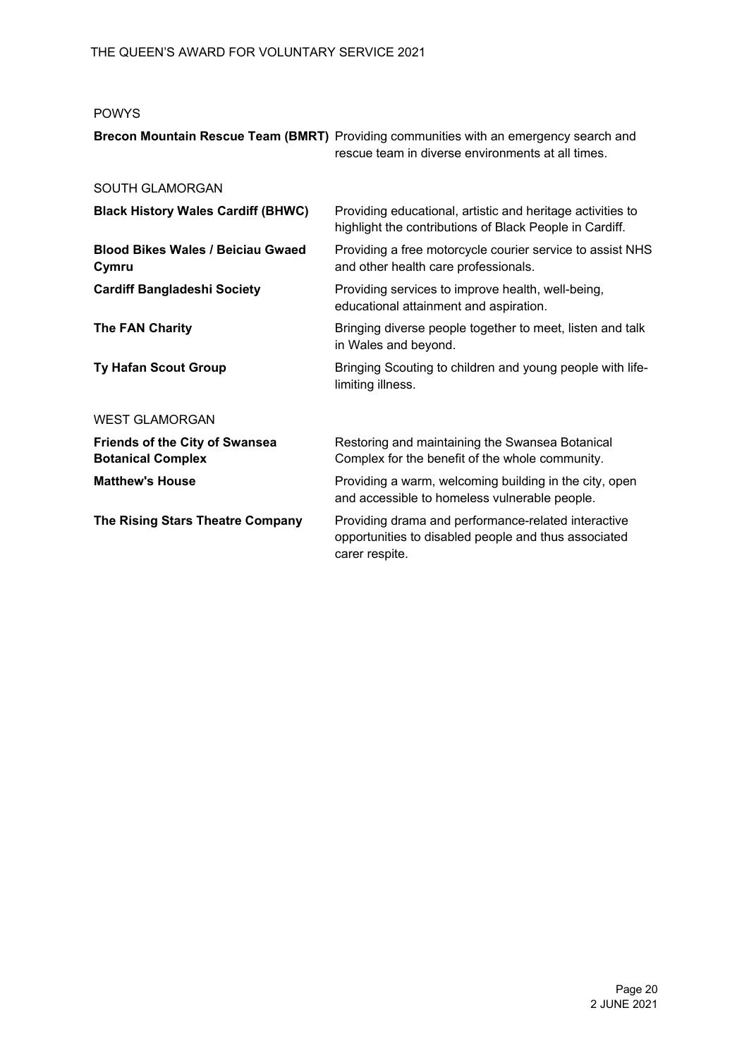POWYS

| | |
|---|---|
| **Brecon Mountain Rescue Team (BMRT)** | Providing communities with an emergency search and rescue team in diverse environments at all times. |

SOUTH GLAMORGAN

| | |
|---|---|
| **Black History Wales Cardiff (BHWC)** | Providing educational, artistic and heritage activities to highlight the contributions of Black People in Cardiff. |
| **Blood Bikes Wales / Beiciau Gwaed Cymru** | Providing a free motorcycle courier service to assist NHS and other health care professionals. |
| **Cardiff Bangladeshi Society** | Providing services to improve health, well-being, educational attainment and aspiration. |
| **The FAN Charity** | Bringing diverse people together to meet, listen and talk in Wales and beyond. |
| **Ty Hafan Scout Group** | Bringing Scouting to children and young people with life-limiting illness. |

WEST GLAMORGAN

| | |
|---|---|
| **Friends of the City of Swansea Botanical Complex** | Restoring and maintaining the Swansea Botanical Complex for the benefit of the whole community. |
| **Matthew's House** | Providing a warm, welcoming building in the city, open and accessible to homeless vulnerable people. |
| **The Rising Stars Theatre Company** | Providing drama and performance-related interactive opportunities to disabled people and thus associated carer respite. |